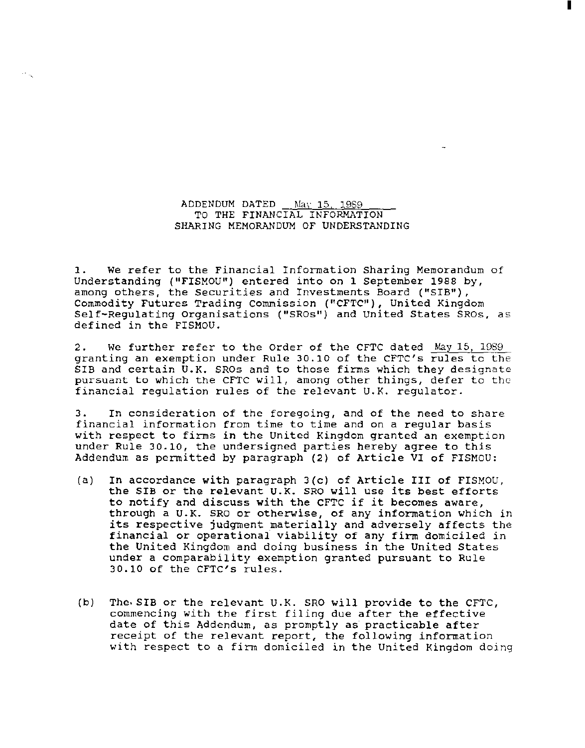# ADDENDUM DATED May 15, 1989 TO THE FINANCIAL INFORMATION SHARING MEMORANDUM OF UNDERSTANDING

1. We refer to the Financial Information Sharing Memorandum of Understanding ("FISMOU") entered into on 1 September 1988 by, among others, the Securities and Investments Board ("SIB"), Commodity Futures Trading Commission ("CFTC"), United Kingdom Self-Regulating Organisations ("SROs") and United States SROs, as defined in the FISMOU.

2. We further refer to the Order of the CFTC dated May 15, 1989 granting an exemption under Rule 30.10 of the CFTC's rules to the SIB and certain U.K. SROs and to those firms which they designate pursuant to which the CFTC will, among other things, defer to the financial regulation rules of the relevant U.K. regulator.

3. In consideration of the foregoing, and of the need to share financial information from time to time and on a regular basis with respect to firms in the United Kingdom granted an exemption under Rule 30.10, the undersigned parties hereby agree to this Addendum as permitted by paragraph (2) of Article VI of FISMOU:

(a) In accordance with paragraph 3(c) of Article III of FISMOU, the SIB or the relevant U.K. SRO will use its best efforts to notify and discuss with the CFTC if it becomes aware, through a U.K. SRO or otherwise, of any information which in its respective judgment materially and adversely affects the financial or operational viability of any firm domiciled in the United Kingdom and doing business in the United States under a comparability exemption granted pursuant to Rule 30.10 of the CFTC's rules.

(b) The SIB or the relevant U.K. SRO will provide to the CFTC, commencing with the first filing due after the effective date of this Addendum, as promptly as practicable after receipt of the relevant report, the following information with respect to a firm domiciled in the United Kingdom doing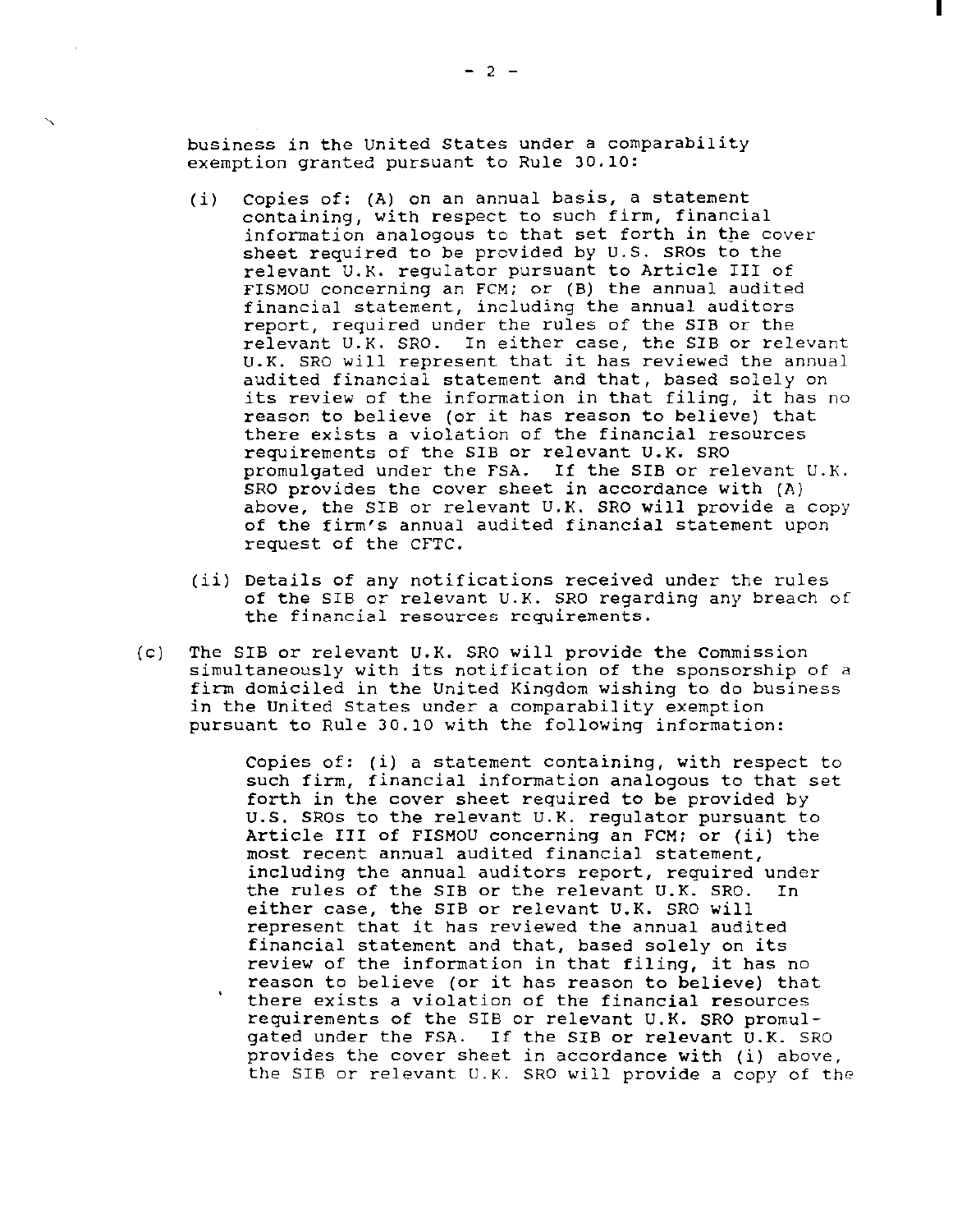business in the United States under a comparability exemption granted pursuant to Rule 30.10:

(i) Copies of: (A) on an annual basis, a statement containing, with respect to such firm, financial information analogous to that set forth in the cover sheet required to be provided by U.S. SROs to the relevant U.K. regulator pursuant to Article III of FISMOU concerning an FCM; or (B) the annual audited financial statement, including the annual auditors report, required under the rules of the SIB or the relevant U.K. SRO. In either case, the SIB or relevant U.K. SRO will represent that it has reviewed the annual audited financial statement and that, based solely on its review of the information in that filing, it has no reason to believe (or it has reason to believe) that there exists a violation of the financial resources requirements of the SIB or relevant U.K. SRO promulgated under the FSA. If the SIB or relevant U.K. SRO provides the cover sheet in accordance with (A) above, the SIB or relevant U.K. SRO will provide a copy of the firm's annual audited financial statement upon request of the CFTC.

(ii) Details of any notifications received under the rules of the SIB or relevant U.K. SRO regarding any breach of the financial resources requirements.

(c) The SIB or relevant U.K. SRO will provide the Commission simultaneously with its notification of the sponsorship of a firm domiciled in the United Kingdom wishing to do business in the United States under a comparability exemption pursuant to Rule 30.10 with the following information:

Copies of: (i) a statement containing, with respect to such firm, financial information analogous to that set forth in the cover sheet required to be provided by U.S. SROs to the relevant U.K. regulator pursuant to Article III of FISMOU concerning an FCM; or (ii) the most recent annual audited financial statement, including the annual auditors report, required under the rules of the SIB or the relevant U.K. SRO. In either case, the SIB or relevant U.K. SRO will represent that it has reviewed the annual audited financial statement and that, based solely on its review of the information in that filing, it has no reason to believe (or it has reason to believe) that there exists a violation of the financial resources requirements of the SIB or relevant U.K. SRO promulgated under the FSA. If the SIB or relevant U.K. SRO provides the cover sheet in accordance with (i) above, the SIB or relevant U.K. SRO will provide a copy of the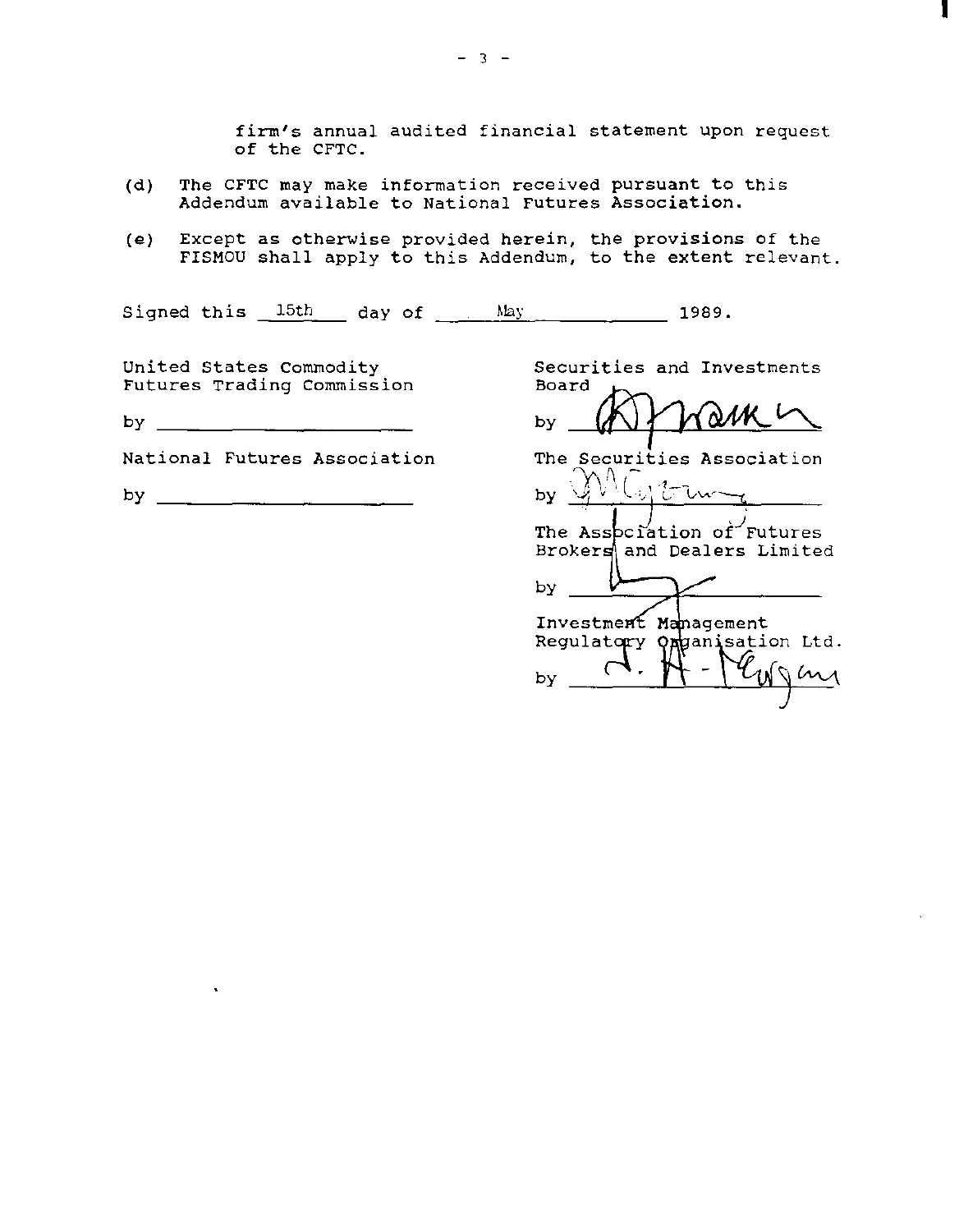firm's annual audited financial statement upon request of the CFTC.

(d) The CFTC may make information received pursuant to this Addendum available to National Futures Association.

(e) Except as otherwise provided herein, the provisions of the FISMOU shall apply to this Addendum, to the extent relevant.

Signed this 15th day of May 1989.

United States Commodity Futures Trading Commission

by ______________________

National Futures Association

by ______________________

Securities and Investments Board

by ______________________

The Securities Association

by ______________________

The Association of Futures Brokers and Dealers Limited

by ______________________

Investment Management Regulatory Organisation Ltd.

by ______________________